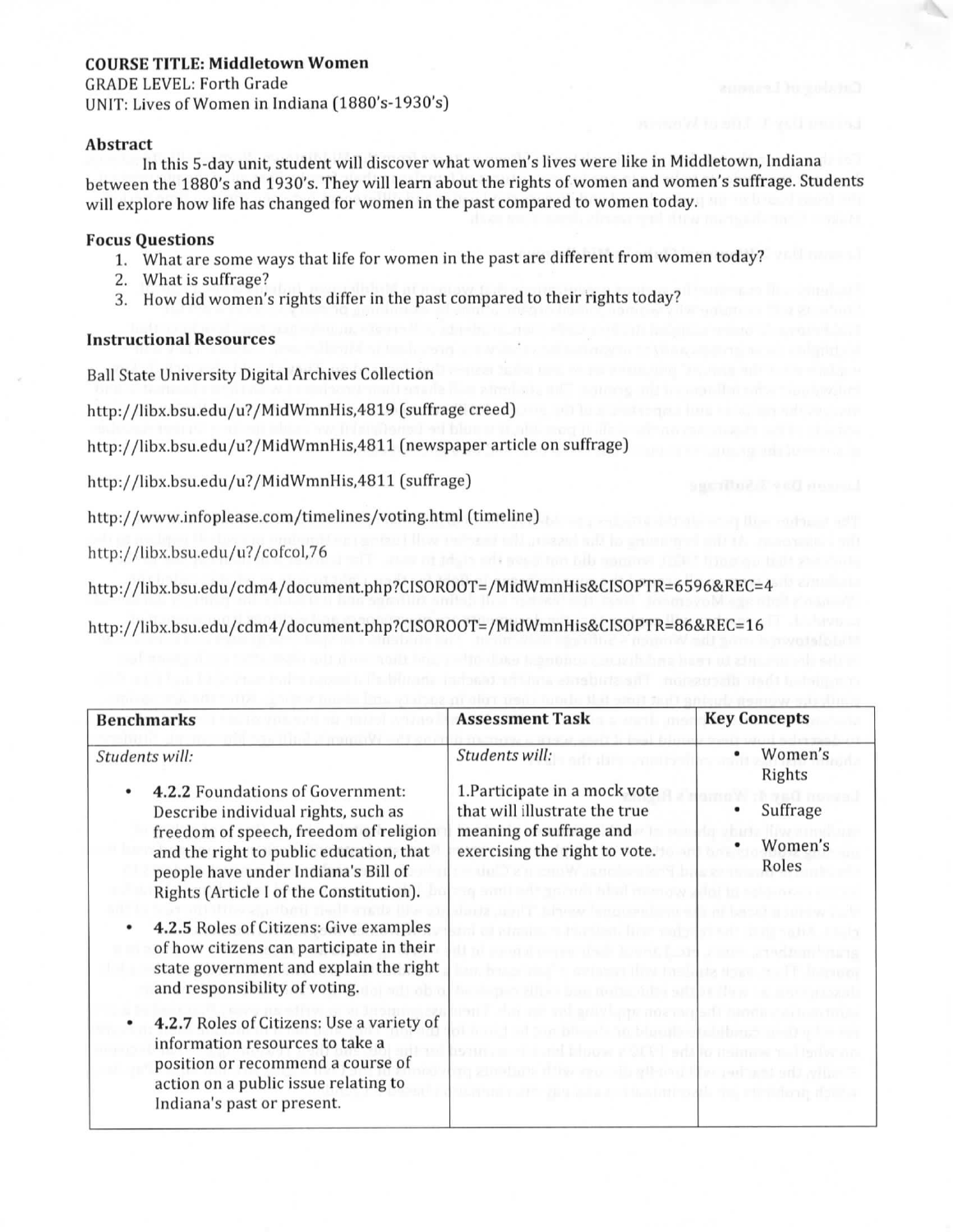**COURSE TITLE: Middletown Women**
GRADE LEVEL: Forth Grade
UNIT: Lives of Women in Indiana (1880's-1930's)

### Abstract

In this 5-day unit, student will discover what women's lives were like in Middletown, Indiana between the 1880's and 1930's. They will learn about the rights of women and women's suffrage. Students will explore how life has changed for women in the past compared to women today.

### Focus Questions

1. What are some ways that life for women in the past are different from women today?
2. What is suffrage?
3. How did women's rights differ in the past compared to their rights today?

### Instructional Resources

Ball State University Digital Archives Collection

http://libx.bsu.edu/u?/MidWmnHis,4819 (suffrage creed)

http://libx.bsu.edu/u?/MidWmnHis,4811 (newspaper article on suffrage)

http://libx.bsu.edu/u?/MidWmnHis,4811 (suffrage)

http://www.infoplease.com/timelines/voting.html (timeline)

http://libx.bsu.edu/u?/cofcol,76

http://libx.bsu.edu/cdm4/document.php?CISOROOT=/MidWmnHis&CISOPTR=6596&REC=4

http://libx.bsu.edu/cdm4/document.php?CISOROOT=/MidWmnHis&CISOPTR=86&REC=16

| Benchmarks | Assessment Task | Key Concepts |
| --- | --- | --- |
| *Students will:*<br>• **4.2.2** Foundations of Government: Describe individual rights, such as freedom of speech, freedom of religion and the right to public education, that people have under Indiana's Bill of Rights (Article I of the Constitution).<br>• **4.2.5** Roles of Citizens: Give examples of how citizens can participate in their state government and explain the right and responsibility of voting.<br>• **4.2.7** Roles of Citizens: Use a variety of information resources to take a position or recommend a course of action on a public issue relating to Indiana's past or present. | *Students will:*<br>1.Participate in a mock vote that will illustrate the true meaning of suffrage and exercising the right to vote. | • Women's Rights<br>• Suffrage<br>• Women's Roles |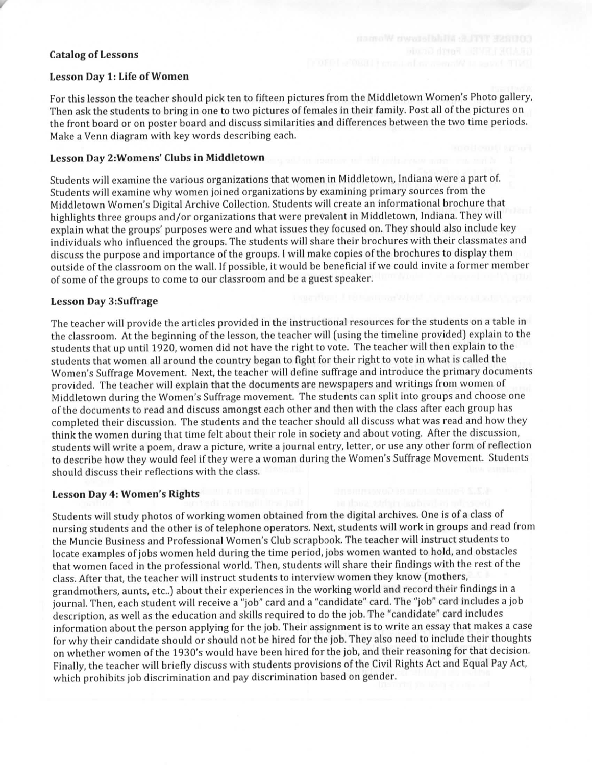**Catalog of Lessons**

**Lesson Day 1: Life of Women**

For this lesson the teacher should pick ten to fifteen pictures from the Middletown Women's Photo gallery, Then ask the students to bring in one to two pictures of females in their family. Post all of the pictures on the front board or on poster board and discuss similarities and differences between the two time periods. Make a Venn diagram with key words describing each.

**Lesson Day 2:Womens' Clubs in Middletown**

Students will examine the various organizations that women in Middletown, Indiana were a part of. Students will examine why women joined organizations by examining primary sources from the Middletown Women's Digital Archive Collection. Students will create an informational brochure that highlights three groups and/or organizations that were prevalent in Middletown, Indiana. They will explain what the groups' purposes were and what issues they focused on. They should also include key individuals who influenced the groups. The students will share their brochures with their classmates and discuss the purpose and importance of the groups. I will make copies of the brochures to display them outside of the classroom on the wall. If possible, it would be beneficial if we could invite a former member of some of the groups to come to our classroom and be a guest speaker.

**Lesson Day 3:Suffrage**

The teacher will provide the articles provided in the instructional resources for the students on a table in the classroom. At the beginning of the lesson, the teacher will (using the timeline provided) explain to the students that up until 1920, women did not have the right to vote. The teacher will then explain to the students that women all around the country began to fight for their right to vote in what is called the Women's Suffrage Movement. Next, the teacher will define suffrage and introduce the primary documents provided. The teacher will explain that the documents are newspapers and writings from women of Middletown during the Women's Suffrage movement. The students can split into groups and choose one of the documents to read and discuss amongst each other and then with the class after each group has completed their discussion. The students and the teacher should all discuss what was read and how they think the women during that time felt about their role in society and about voting. After the discussion, students will write a poem, draw a picture, write a journal entry, letter, or use any other form of reflection to describe how they would feel if they were a woman during the Women's Suffrage Movement. Students should discuss their reflections with the class.

**Lesson Day 4: Women's Rights**

Students will study photos of working women obtained from the digital archives. One is of a class of nursing students and the other is of telephone operators. Next, students will work in groups and read from the Muncie Business and Professional Women's Club scrapbook. The teacher will instruct students to locate examples of jobs women held during the time period, jobs women wanted to hold, and obstacles that women faced in the professional world. Then, students will share their findings with the rest of the class. After that, the teacher will instruct students to interview women they know (mothers, grandmothers, aunts, etc..) about their experiences in the working world and record their findings in a journal. Then, each student will receive a "job" card and a "candidate" card. The "job" card includes a job description, as well as the education and skills required to do the job. The "candidate" card includes information about the person applying for the job. Their assignment is to write an essay that makes a case for why their candidate should or should not be hired for the job. They also need to include their thoughts on whether women of the 1930's would have been hired for the job, and their reasoning for that decision. Finally, the teacher will briefly discuss with students provisions of the Civil Rights Act and Equal Pay Act, which prohibits job discrimination and pay discrimination based on gender.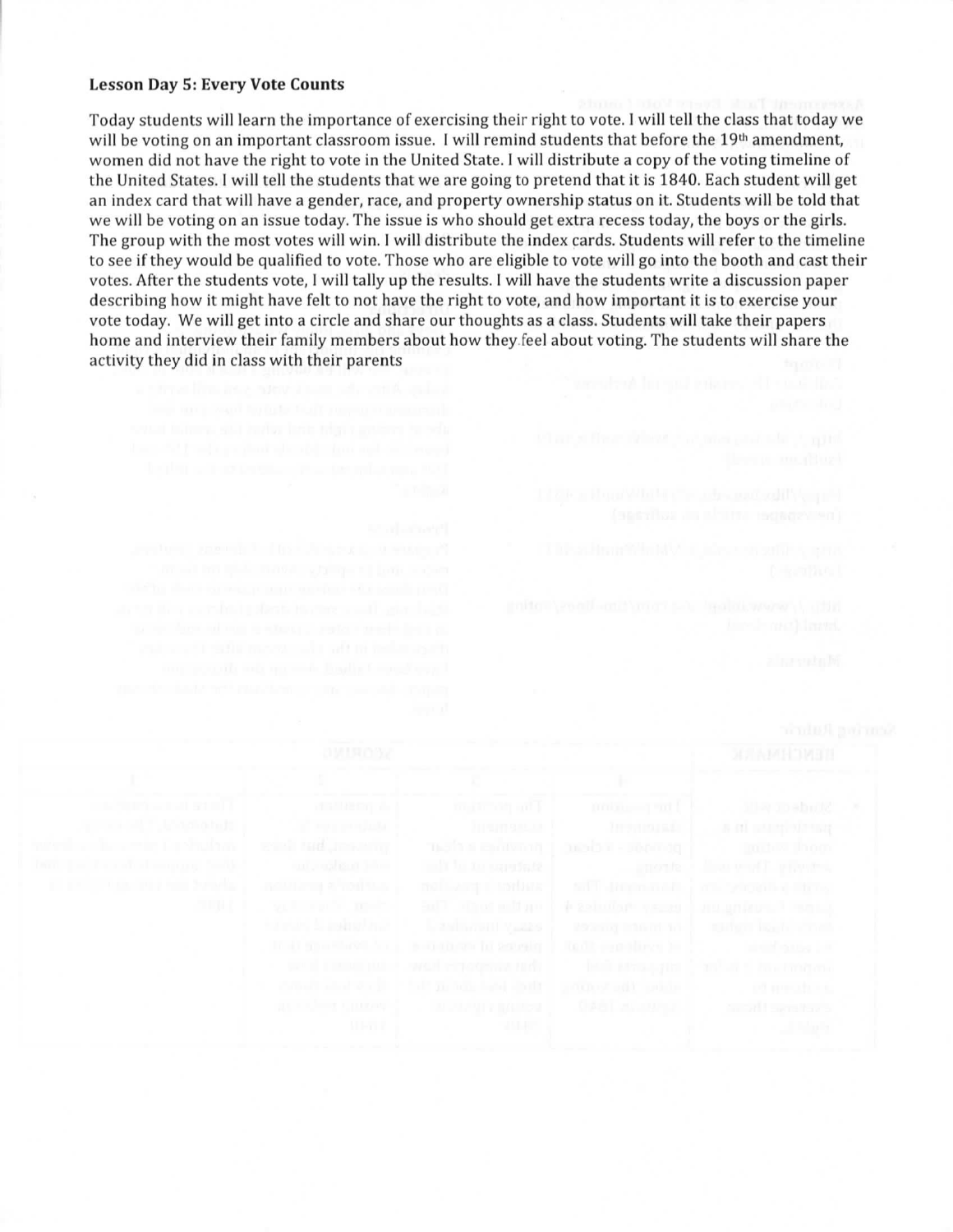**Lesson Day 5: Every Vote Counts**

Today students will learn the importance of exercising their right to vote. I will tell the class that today we will be voting on an important classroom issue. I will remind students that before the 19th amendment, women did not have the right to vote in the United State. I will distribute a copy of the voting timeline of the United States. I will tell the students that we are going to pretend that it is 1840. Each student will get an index card that will have a gender, race, and property ownership status on it. Students will be told that we will be voting on an issue today. The issue is who should get extra recess today, the boys or the girls. The group with the most votes will win. I will distribute the index cards. Students will refer to the timeline to see if they would be qualified to vote. Those who are eligible to vote will go into the booth and cast their votes. After the students vote, I will tally up the results. I will have the students write a discussion paper describing how it might have felt to not have the right to vote, and how important it is to exercise your vote today. We will get into a circle and share our thoughts as a class. Students will take their papers home and interview their family members about how they feel about voting. The students will share the activity they did in class with their parents